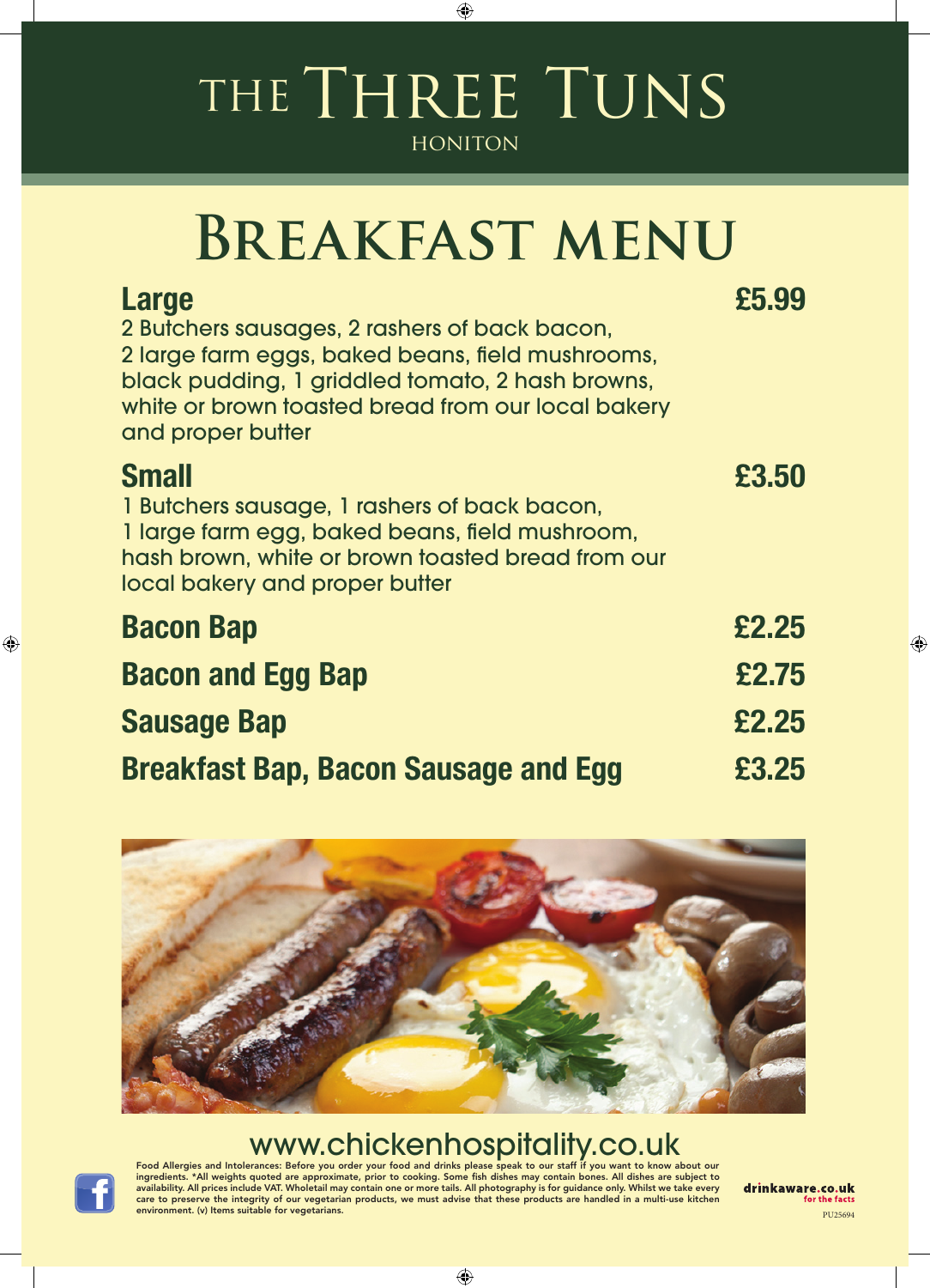# THE THREE TUNS

HONITON

## BREAKFAST MENU

### Large — £5.99

2 Butchers sausages, 2 rashers of back bacon, 2 large farm eggs, baked beans, field mushrooms, black pudding, 1 griddled tomato, 2 hash browns, white or brown toasted bread from our local bakery and proper butter

### Small — £3.50

1 Butchers sausage, 1 rashers of back bacon, 1 large farm egg, baked beans, field mushroom, hash brown, white or brown toasted bread from our local bakery and proper butter

**Bacon Bap** — £2.25

**Bacon and Egg Bap** — £2.75

**Sausage Bap** — £2.25

**Breakfast Bap, Bacon Sausage and Egg** — £3.25

www.chickenhospitality.co.uk

Food Allergies and Intolerances: Before you order your food and drinks please speak to our staff if you want to know about our ingredients. *All weights quoted are approximate, prior to cooking. Some fish dishes may contain bones. All dishes are subject to availability. All prices include VAT. Wholetail may contain one or more tails. All photography is for guidance only. Whilst we take every care to preserve the integrity of our vegetarian products, we must advise that these products are handled in a multi-use kitchen environment. (v) Items suitable for vegetarians.

drinkaware.co.uk for the facts

PU25694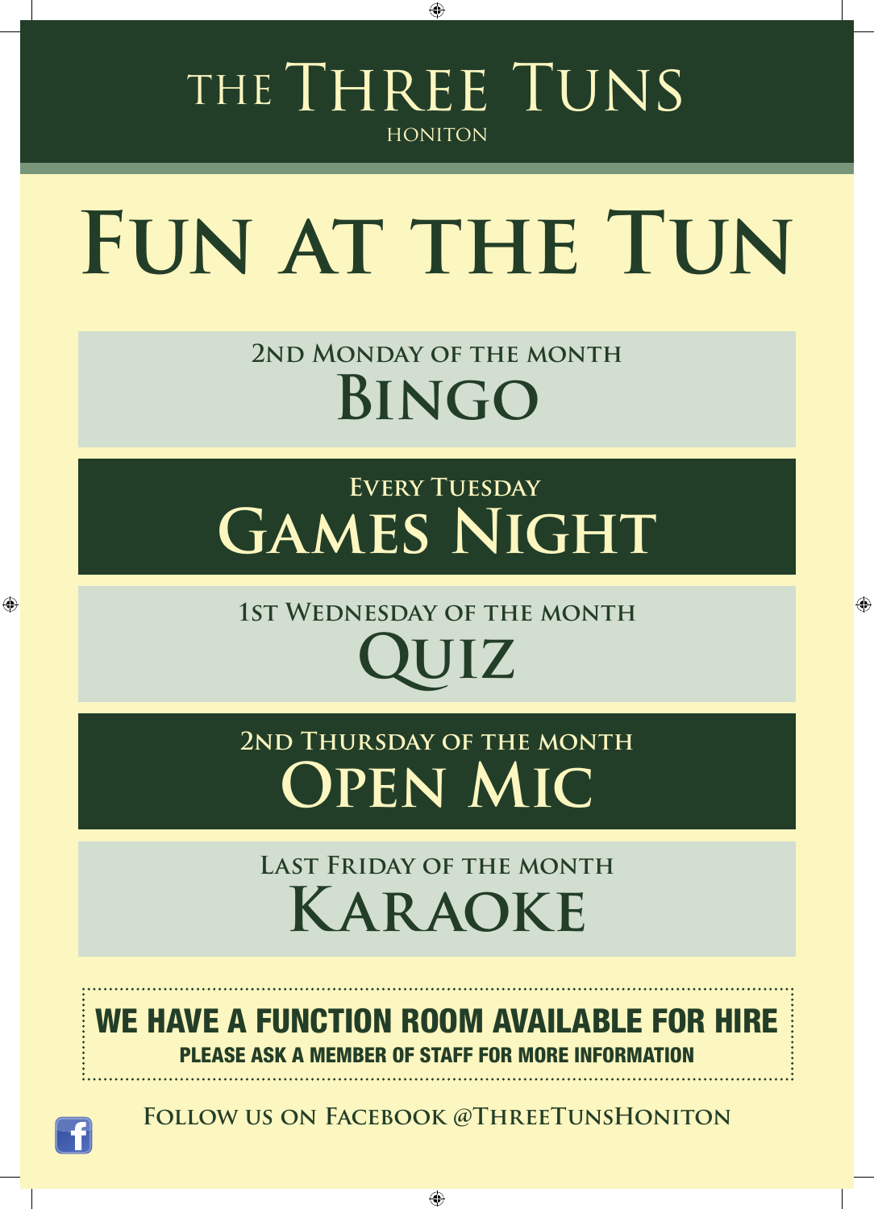# The Three Tuns

Honiton

# Fun at the Tun

2nd Monday of the month

## Bingo

Every Tuesday

## Games Night

1st Wednesday of the month

## Quiz

2nd Thursday of the month

## Open Mic

Last Friday of the month

## Karaoke

**WE HAVE A FUNCTION ROOM AVAILABLE FOR HIRE**

**PLEASE ASK A MEMBER OF STAFF FOR MORE INFORMATION**

Follow us on Facebook @ThreeTunsHoniton